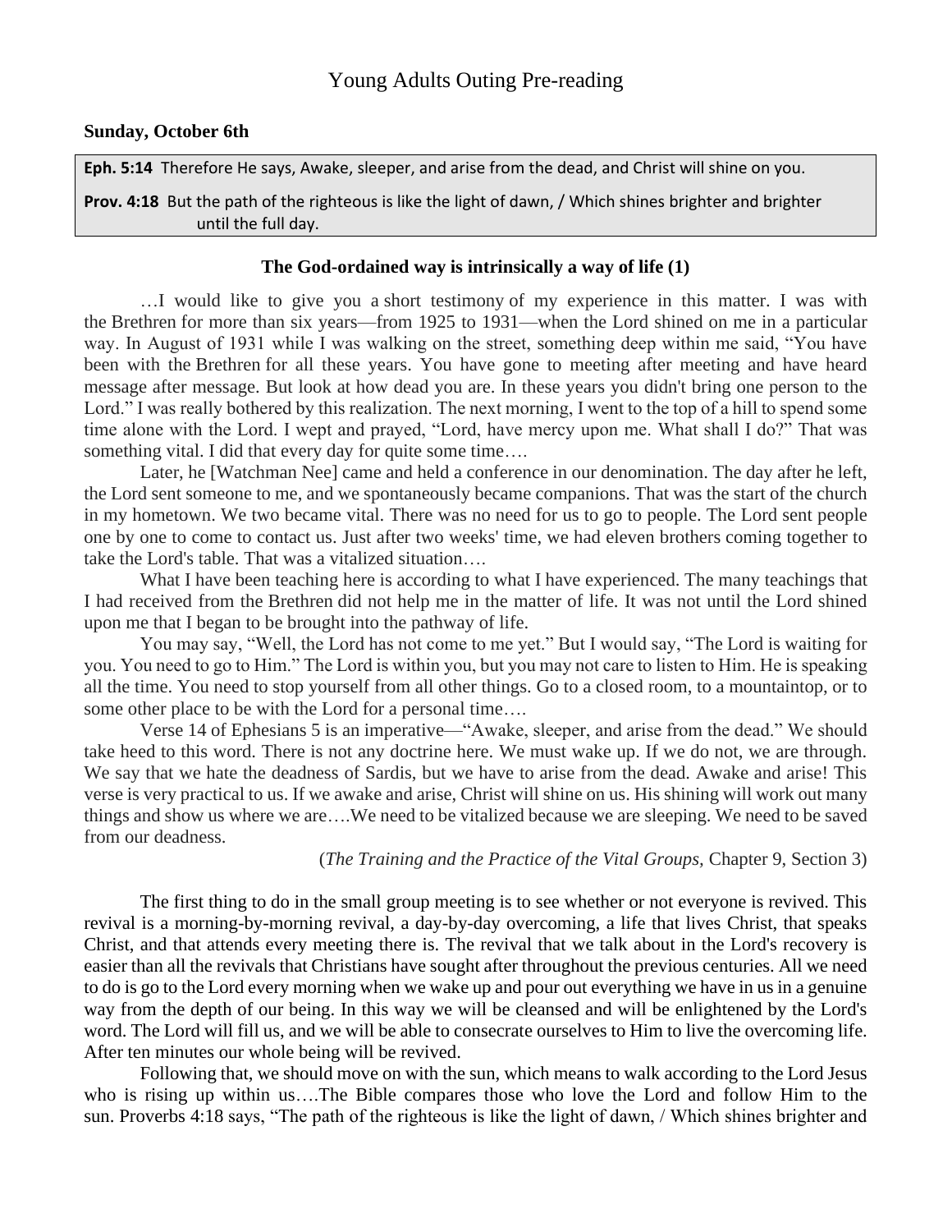# Young Adults Outing Pre-reading

**Sunday, October 6th**

**Eph. 5:14** Therefore He says, Awake, sleeper, and arise from the dead, and Christ will shine on you.

**Prov. 4:18** But the path of the righteous is like the light of dawn, / Which shines brighter and brighter until the full day.

### The God-ordained way is intrinsically a way of life (1)

…I would like to give you a short testimony of my experience in this matter. I was with the Brethren for more than six years—from 1925 to 1931—when the Lord shined on me in a particular way. In August of 1931 while I was walking on the street, something deep within me said, "You have been with the Brethren for all these years. You have gone to meeting after meeting and have heard message after message. But look at how dead you are. In these years you didn't bring one person to the Lord." I was really bothered by this realization. The next morning, I went to the top of a hill to spend some time alone with the Lord. I wept and prayed, "Lord, have mercy upon me. What shall I do?" That was something vital. I did that every day for quite some time….

Later, he [Watchman Nee] came and held a conference in our denomination. The day after he left, the Lord sent someone to me, and we spontaneously became companions. That was the start of the church in my hometown. We two became vital. There was no need for us to go to people. The Lord sent people one by one to come to contact us. Just after two weeks' time, we had eleven brothers coming together to take the Lord's table. That was a vitalized situation….

What I have been teaching here is according to what I have experienced. The many teachings that I had received from the Brethren did not help me in the matter of life. It was not until the Lord shined upon me that I began to be brought into the pathway of life.

You may say, "Well, the Lord has not come to me yet." But I would say, "The Lord is waiting for you. You need to go to Him." The Lord is within you, but you may not care to listen to Him. He is speaking all the time. You need to stop yourself from all other things. Go to a closed room, to a mountaintop, or to some other place to be with the Lord for a personal time….

Verse 14 of Ephesians 5 is an imperative—"Awake, sleeper, and arise from the dead." We should take heed to this word. There is not any doctrine here. We must wake up. If we do not, we are through. We say that we hate the deadness of Sardis, but we have to arise from the dead. Awake and arise! This verse is very practical to us. If we awake and arise, Christ will shine on us. His shining will work out many things and show us where we are….We need to be vitalized because we are sleeping. We need to be saved from our deadness.

(*The Training and the Practice of the Vital Groups,* Chapter 9, Section 3)

The first thing to do in the small group meeting is to see whether or not everyone is revived. This revival is a morning-by-morning revival, a day-by-day overcoming, a life that lives Christ, that speaks Christ, and that attends every meeting there is. The revival that we talk about in the Lord's recovery is easier than all the revivals that Christians have sought after throughout the previous centuries. All we need to do is go to the Lord every morning when we wake up and pour out everything we have in us in a genuine way from the depth of our being. In this way we will be cleansed and will be enlightened by the Lord's word. The Lord will fill us, and we will be able to consecrate ourselves to Him to live the overcoming life. After ten minutes our whole being will be revived.

Following that, we should move on with the sun, which means to walk according to the Lord Jesus who is rising up within us….The Bible compares those who love the Lord and follow Him to the sun. Proverbs 4:18 says, "The path of the righteous is like the light of dawn, / Which shines brighter and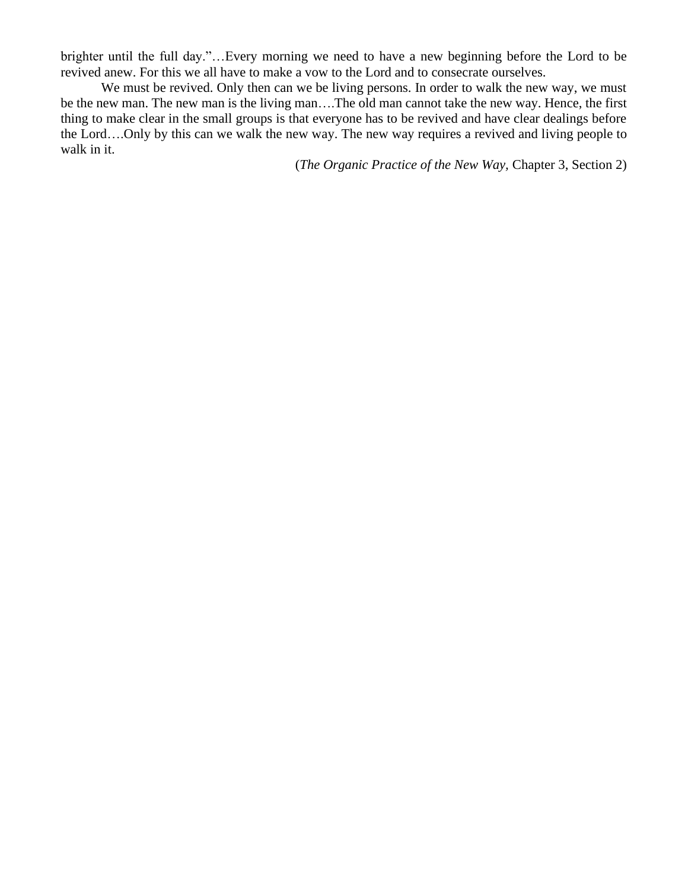brighter until the full day."…Every morning we need to have a new beginning before the Lord to be revived anew. For this we all have to make a vow to the Lord and to consecrate ourselves.

We must be revived. Only then can we be living persons. In order to walk the new way, we must be the new man. The new man is the living man….The old man cannot take the new way. Hence, the first thing to make clear in the small groups is that everyone has to be revived and have clear dealings before the Lord….Only by this can we walk the new way. The new way requires a revived and living people to walk in it.

(*The Organic Practice of the New Way*, Chapter 3, Section 2)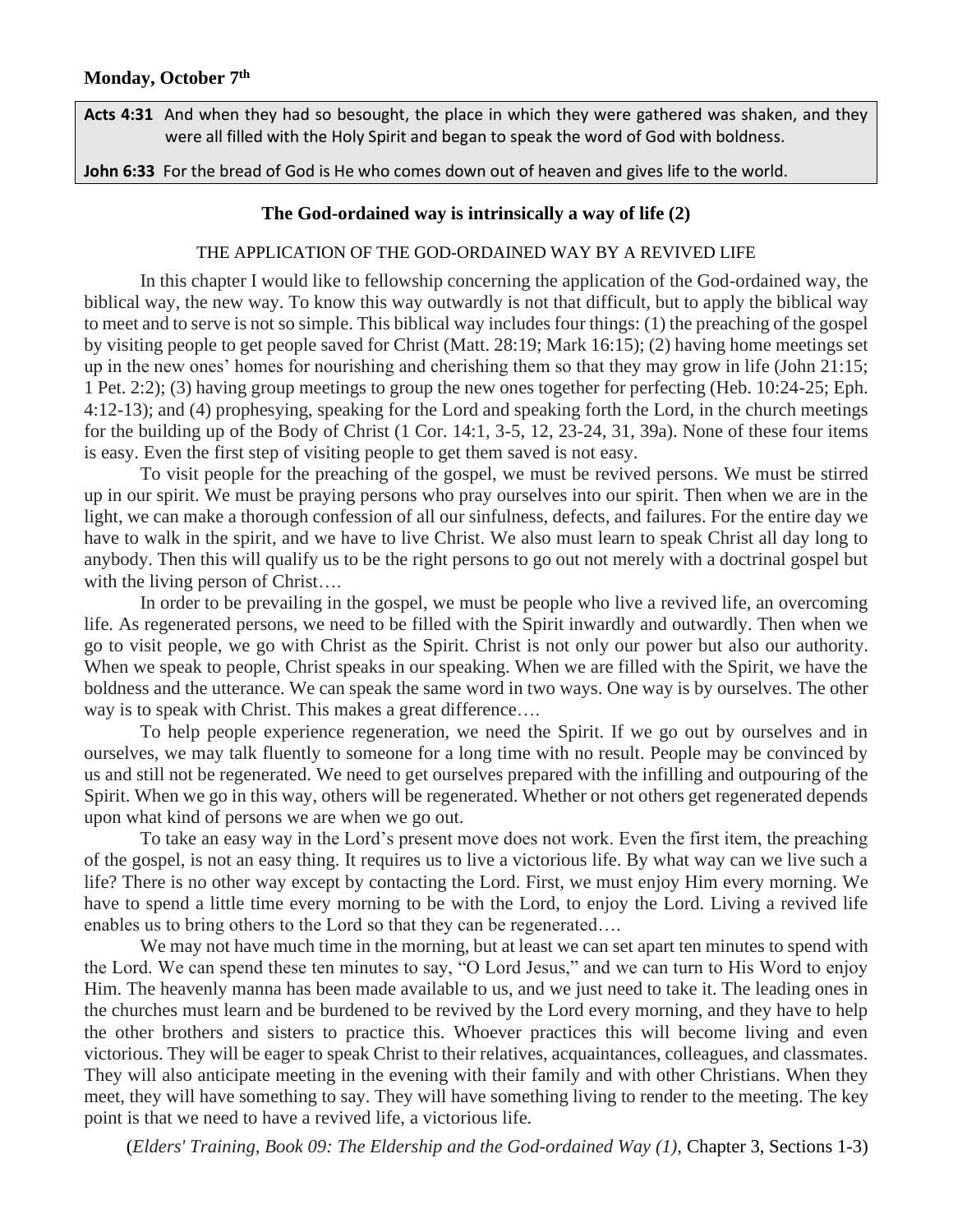**Monday, October 7th**

| **Acts 4:31** And when they had so besought, the place in which they were gathered was shaken, and they were all filled with the Holy Spirit and began to speak the word of God with boldness. |
|---|
| **John 6:33** For the bread of God is He who comes down out of heaven and gives life to the world. |

### The God-ordained way is intrinsically a way of life (2)

THE APPLICATION OF THE GOD-ORDAINED WAY BY A REVIVED LIFE

In this chapter I would like to fellowship concerning the application of the God-ordained way, the biblical way, the new way. To know this way outwardly is not that difficult, but to apply the biblical way to meet and to serve is not so simple. This biblical way includes four things: (1) the preaching of the gospel by visiting people to get people saved for Christ (Matt. 28:19; Mark 16:15); (2) having home meetings set up in the new ones' homes for nourishing and cherishing them so that they may grow in life (John 21:15; 1 Pet. 2:2); (3) having group meetings to group the new ones together for perfecting (Heb. 10:24-25; Eph. 4:12-13); and (4) prophesying, speaking for the Lord and speaking forth the Lord, in the church meetings for the building up of the Body of Christ (1 Cor. 14:1, 3-5, 12, 23-24, 31, 39a). None of these four items is easy. Even the first step of visiting people to get them saved is not easy.

To visit people for the preaching of the gospel, we must be revived persons. We must be stirred up in our spirit. We must be praying persons who pray ourselves into our spirit. Then when we are in the light, we can make a thorough confession of all our sinfulness, defects, and failures. For the entire day we have to walk in the spirit, and we have to live Christ. We also must learn to speak Christ all day long to anybody. Then this will qualify us to be the right persons to go out not merely with a doctrinal gospel but with the living person of Christ….

In order to be prevailing in the gospel, we must be people who live a revived life, an overcoming life. As regenerated persons, we need to be filled with the Spirit inwardly and outwardly. Then when we go to visit people, we go with Christ as the Spirit. Christ is not only our power but also our authority. When we speak to people, Christ speaks in our speaking. When we are filled with the Spirit, we have the boldness and the utterance. We can speak the same word in two ways. One way is by ourselves. The other way is to speak with Christ. This makes a great difference….

To help people experience regeneration, we need the Spirit. If we go out by ourselves and in ourselves, we may talk fluently to someone for a long time with no result. People may be convinced by us and still not be regenerated. We need to get ourselves prepared with the infilling and outpouring of the Spirit. When we go in this way, others will be regenerated. Whether or not others get regenerated depends upon what kind of persons we are when we go out.

To take an easy way in the Lord's present move does not work. Even the first item, the preaching of the gospel, is not an easy thing. It requires us to live a victorious life. By what way can we live such a life? There is no other way except by contacting the Lord. First, we must enjoy Him every morning. We have to spend a little time every morning to be with the Lord, to enjoy the Lord. Living a revived life enables us to bring others to the Lord so that they can be regenerated….

We may not have much time in the morning, but at least we can set apart ten minutes to spend with the Lord. We can spend these ten minutes to say, "O Lord Jesus," and we can turn to His Word to enjoy Him. The heavenly manna has been made available to us, and we just need to take it. The leading ones in the churches must learn and be burdened to be revived by the Lord every morning, and they have to help the other brothers and sisters to practice this. Whoever practices this will become living and even victorious. They will be eager to speak Christ to their relatives, acquaintances, colleagues, and classmates. They will also anticipate meeting in the evening with their family and with other Christians. When they meet, they will have something to say. They will have something living to render to the meeting. The key point is that we need to have a revived life, a victorious life.

(*Elders' Training, Book 09: The Eldership and the God-ordained Way (1),* Chapter 3, Sections 1-3)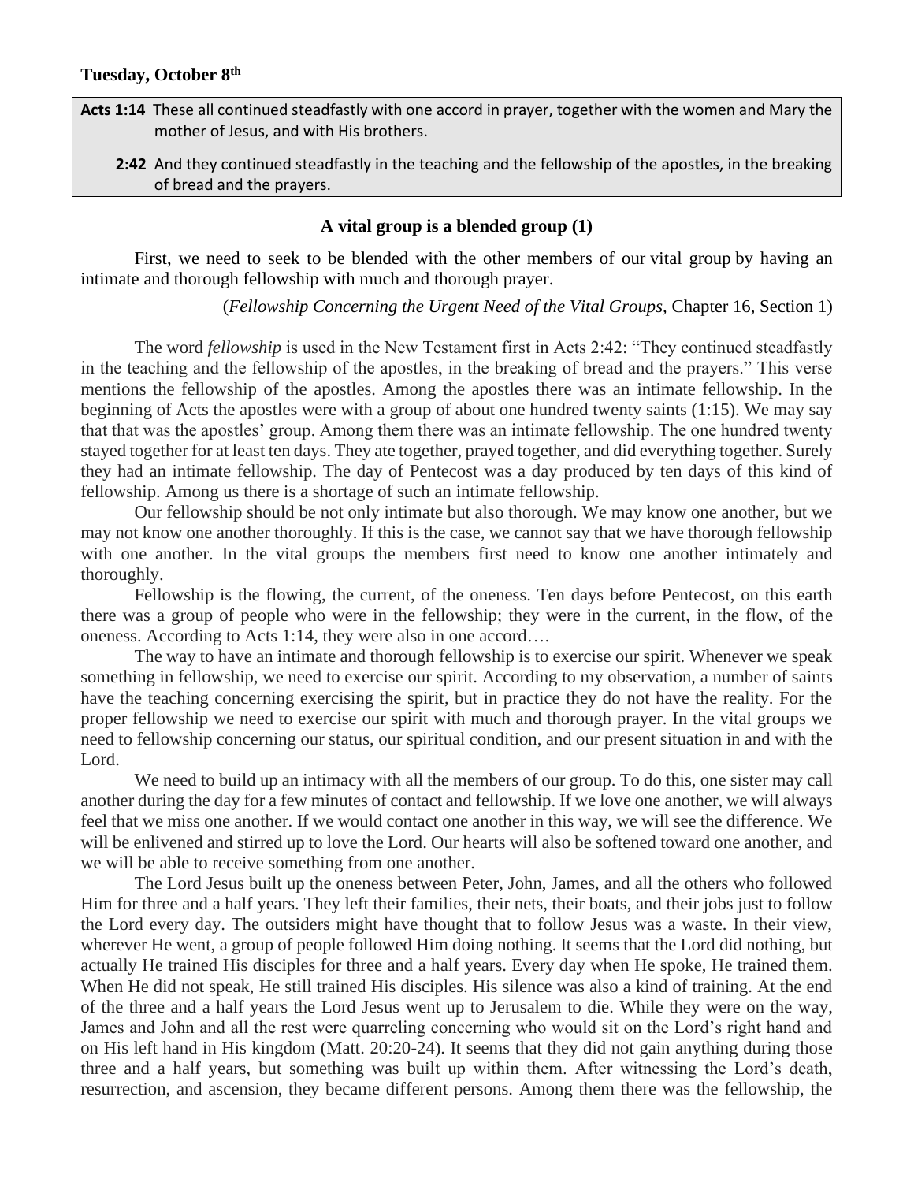**Tuesday, October 8th**

> **Acts 1:14** These all continued steadfastly with one accord in prayer, together with the women and Mary the mother of Jesus, and with His brothers.
>
> **2:42** And they continued steadfastly in the teaching and the fellowship of the apostles, in the breaking of bread and the prayers.

### A vital group is a blended group (1)

First, we need to seek to be blended with the other members of our vital group by having an intimate and thorough fellowship with much and thorough prayer.

(*Fellowship Concerning the Urgent Need of the Vital Groups,* Chapter 16, Section 1)

The word *fellowship* is used in the New Testament first in Acts 2:42: "They continued steadfastly in the teaching and the fellowship of the apostles, in the breaking of bread and the prayers." This verse mentions the fellowship of the apostles. Among the apostles there was an intimate fellowship. In the beginning of Acts the apostles were with a group of about one hundred twenty saints (1:15). We may say that that was the apostles' group. Among them there was an intimate fellowship. The one hundred twenty stayed together for at least ten days. They ate together, prayed together, and did everything together. Surely they had an intimate fellowship. The day of Pentecost was a day produced by ten days of this kind of fellowship. Among us there is a shortage of such an intimate fellowship.

Our fellowship should be not only intimate but also thorough. We may know one another, but we may not know one another thoroughly. If this is the case, we cannot say that we have thorough fellowship with one another. In the vital groups the members first need to know one another intimately and thoroughly.

Fellowship is the flowing, the current, of the oneness. Ten days before Pentecost, on this earth there was a group of people who were in the fellowship; they were in the current, in the flow, of the oneness. According to Acts 1:14, they were also in one accord….

The way to have an intimate and thorough fellowship is to exercise our spirit. Whenever we speak something in fellowship, we need to exercise our spirit. According to my observation, a number of saints have the teaching concerning exercising the spirit, but in practice they do not have the reality. For the proper fellowship we need to exercise our spirit with much and thorough prayer. In the vital groups we need to fellowship concerning our status, our spiritual condition, and our present situation in and with the Lord.

We need to build up an intimacy with all the members of our group. To do this, one sister may call another during the day for a few minutes of contact and fellowship. If we love one another, we will always feel that we miss one another. If we would contact one another in this way, we will see the difference. We will be enlivened and stirred up to love the Lord. Our hearts will also be softened toward one another, and we will be able to receive something from one another.

The Lord Jesus built up the oneness between Peter, John, James, and all the others who followed Him for three and a half years. They left their families, their nets, their boats, and their jobs just to follow the Lord every day. The outsiders might have thought that to follow Jesus was a waste. In their view, wherever He went, a group of people followed Him doing nothing. It seems that the Lord did nothing, but actually He trained His disciples for three and a half years. Every day when He spoke, He trained them. When He did not speak, He still trained His disciples. His silence was also a kind of training. At the end of the three and a half years the Lord Jesus went up to Jerusalem to die. While they were on the way, James and John and all the rest were quarreling concerning who would sit on the Lord's right hand and on His left hand in His kingdom (Matt. 20:20-24). It seems that they did not gain anything during those three and a half years, but something was built up within them. After witnessing the Lord's death, resurrection, and ascension, they became different persons. Among them there was the fellowship, the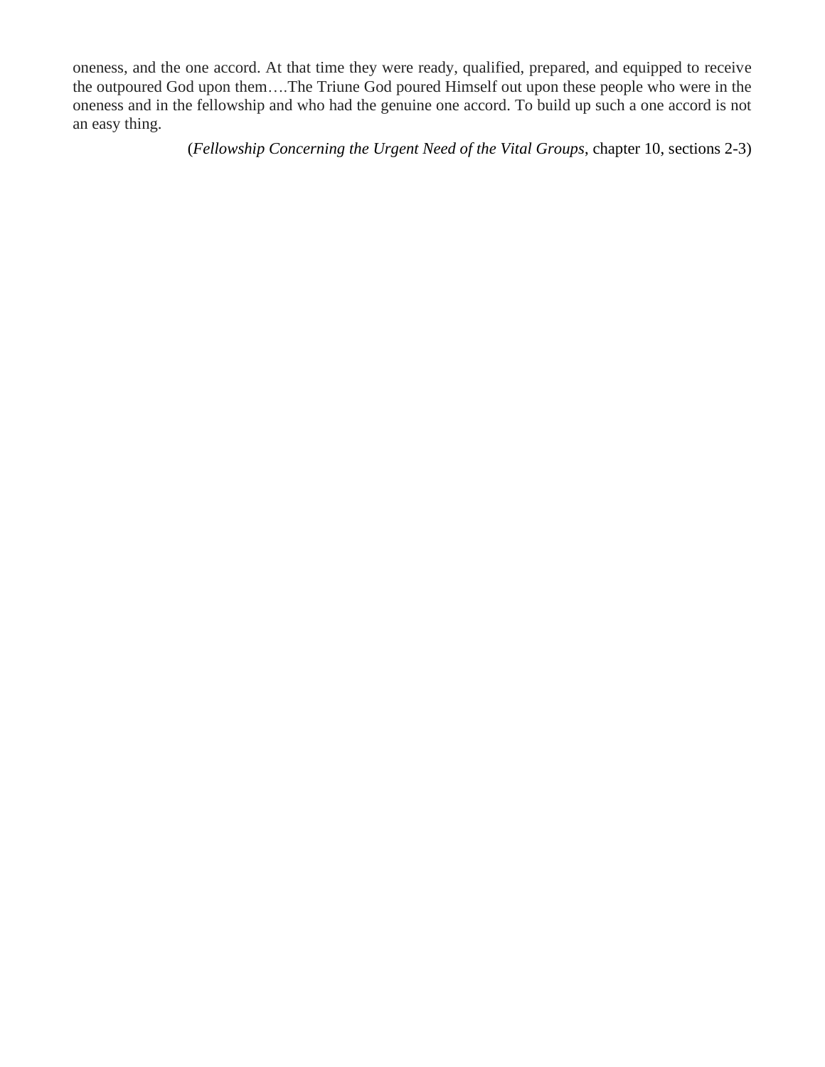oneness, and the one accord. At that time they were ready, qualified, prepared, and equipped to receive the outpoured God upon them….The Triune God poured Himself out upon these people who were in the oneness and in the fellowship and who had the genuine one accord. To build up such a one accord is not an easy thing.

(*Fellowship Concerning the Urgent Need of the Vital Groups*, chapter 10, sections 2-3)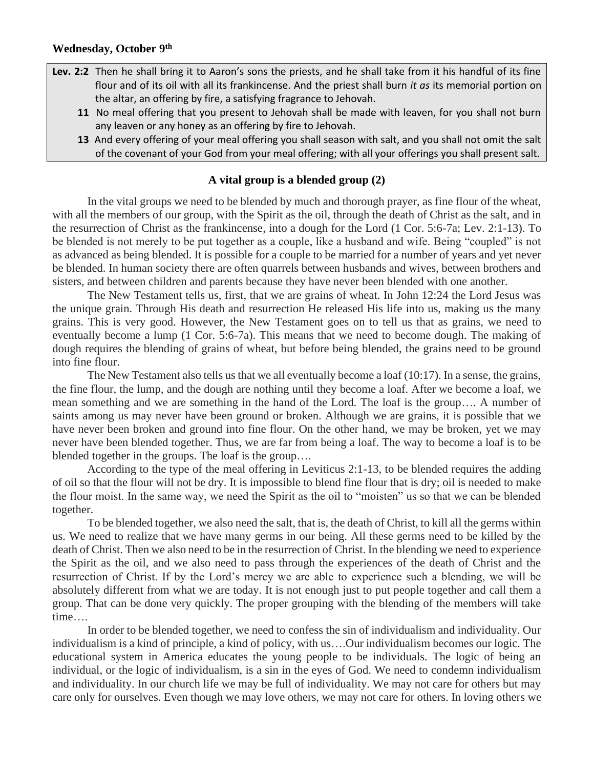**Wednesday, October 9th**

**Lev. 2:2** Then he shall bring it to Aaron's sons the priests, and he shall take from it his handful of its fine flour and of its oil with all its frankincense. And the priest shall burn *it as* its memorial portion on the altar, an offering by fire, a satisfying fragrance to Jehovah.

**11** No meal offering that you present to Jehovah shall be made with leaven, for you shall not burn any leaven or any honey as an offering by fire to Jehovah.

**13** And every offering of your meal offering you shall season with salt, and you shall not omit the salt of the covenant of your God from your meal offering; with all your offerings you shall present salt.

### A vital group is a blended group (2)

In the vital groups we need to be blended by much and thorough prayer, as fine flour of the wheat, with all the members of our group, with the Spirit as the oil, through the death of Christ as the salt, and in the resurrection of Christ as the frankincense, into a dough for the Lord (1 Cor. 5:6-7a; Lev. 2:1-13). To be blended is not merely to be put together as a couple, like a husband and wife. Being "coupled" is not as advanced as being blended. It is possible for a couple to be married for a number of years and yet never be blended. In human society there are often quarrels between husbands and wives, between brothers and sisters, and between children and parents because they have never been blended with one another.

The New Testament tells us, first, that we are grains of wheat. In John 12:24 the Lord Jesus was the unique grain. Through His death and resurrection He released His life into us, making us the many grains. This is very good. However, the New Testament goes on to tell us that as grains, we need to eventually become a lump (1 Cor. 5:6-7a). This means that we need to become dough. The making of dough requires the blending of grains of wheat, but before being blended, the grains need to be ground into fine flour.

The New Testament also tells us that we all eventually become a loaf (10:17). In a sense, the grains, the fine flour, the lump, and the dough are nothing until they become a loaf. After we become a loaf, we mean something and we are something in the hand of the Lord. The loaf is the group…. A number of saints among us may never have been ground or broken. Although we are grains, it is possible that we have never been broken and ground into fine flour. On the other hand, we may be broken, yet we may never have been blended together. Thus, we are far from being a loaf. The way to become a loaf is to be blended together in the groups. The loaf is the group….

According to the type of the meal offering in Leviticus 2:1-13, to be blended requires the adding of oil so that the flour will not be dry. It is impossible to blend fine flour that is dry; oil is needed to make the flour moist. In the same way, we need the Spirit as the oil to "moisten" us so that we can be blended together.

To be blended together, we also need the salt, that is, the death of Christ, to kill all the germs within us. We need to realize that we have many germs in our being. All these germs need to be killed by the death of Christ. Then we also need to be in the resurrection of Christ. In the blending we need to experience the Spirit as the oil, and we also need to pass through the experiences of the death of Christ and the resurrection of Christ. If by the Lord's mercy we are able to experience such a blending, we will be absolutely different from what we are today. It is not enough just to put people together and call them a group. That can be done very quickly. The proper grouping with the blending of the members will take time….

In order to be blended together, we need to confess the sin of individualism and individuality. Our individualism is a kind of principle, a kind of policy, with us….Our individualism becomes our logic. The educational system in America educates the young people to be individuals. The logic of being an individual, or the logic of individualism, is a sin in the eyes of God. We need to condemn individualism and individuality. In our church life we may be full of individuality. We may not care for others but may care only for ourselves. Even though we may love others, we may not care for others. In loving others we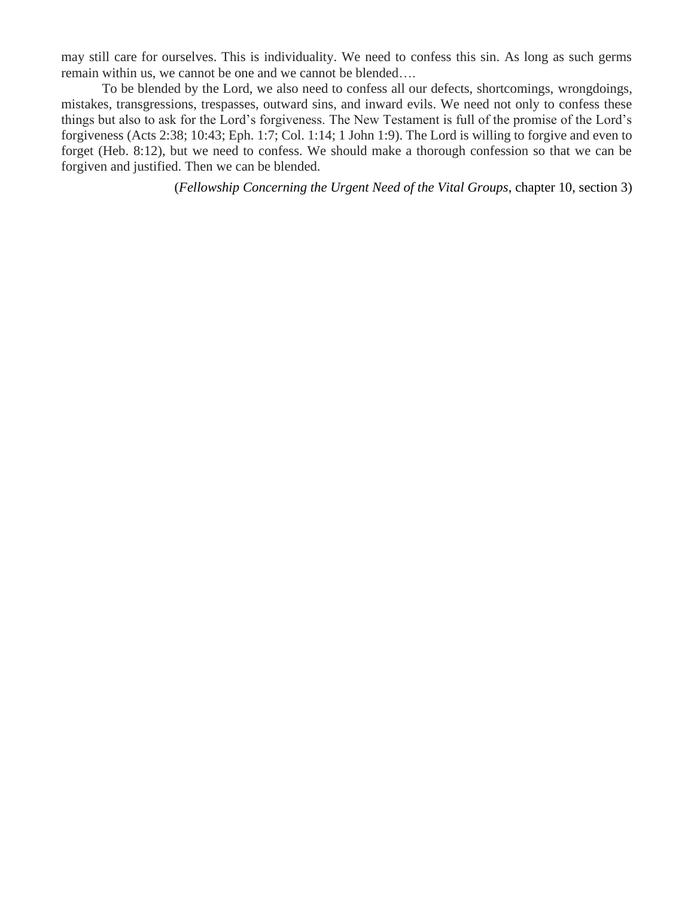may still care for ourselves. This is individuality. We need to confess this sin. As long as such germs remain within us, we cannot be one and we cannot be blended….

To be blended by the Lord, we also need to confess all our defects, shortcomings, wrongdoings, mistakes, transgressions, trespasses, outward sins, and inward evils. We need not only to confess these things but also to ask for the Lord's forgiveness. The New Testament is full of the promise of the Lord's forgiveness (Acts 2:38; 10:43; Eph. 1:7; Col. 1:14; 1 John 1:9). The Lord is willing to forgive and even to forget (Heb. 8:12), but we need to confess. We should make a thorough confession so that we can be forgiven and justified. Then we can be blended.

(*Fellowship Concerning the Urgent Need of the Vital Groups*, chapter 10, section 3)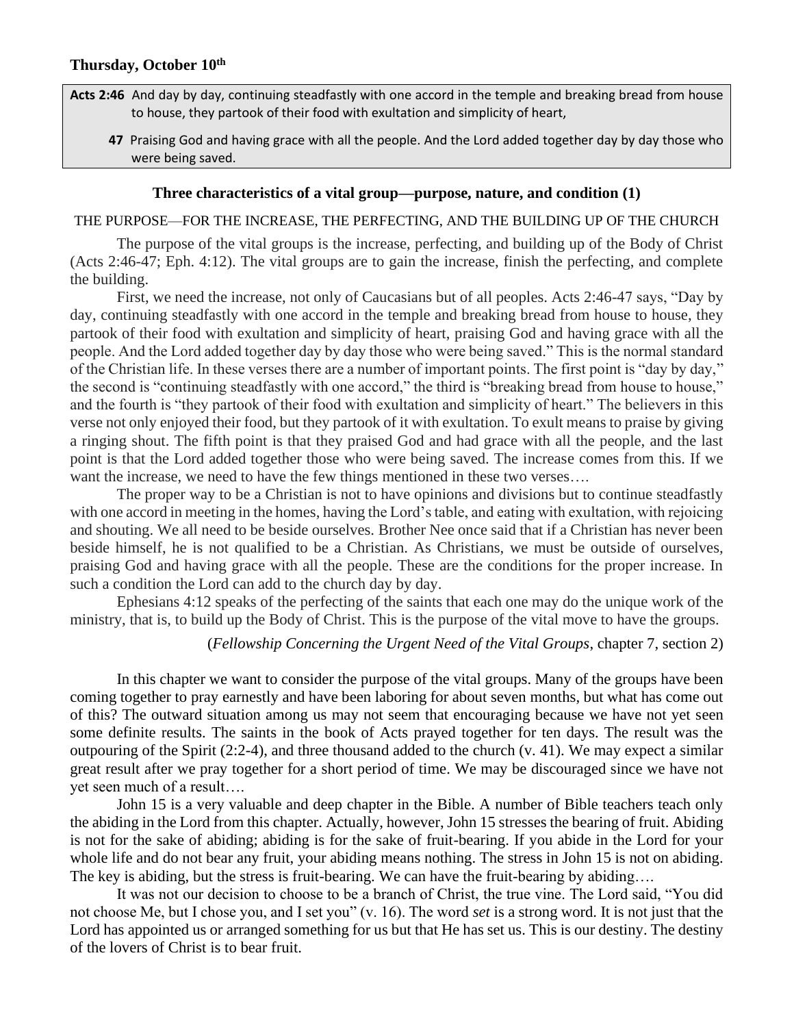**Thursday, October 10th**

> **Acts 2:46** And day by day, continuing steadfastly with one accord in the temple and breaking bread from house to house, they partook of their food with exultation and simplicity of heart,
>
> **47** Praising God and having grace with all the people. And the Lord added together day by day those who were being saved.

### Three characteristics of a vital group—purpose, nature, and condition (1)

THE PURPOSE—FOR THE INCREASE, THE PERFECTING, AND THE BUILDING UP OF THE CHURCH

The purpose of the vital groups is the increase, perfecting, and building up of the Body of Christ (Acts 2:46-47; Eph. 4:12). The vital groups are to gain the increase, finish the perfecting, and complete the building.

First, we need the increase, not only of Caucasians but of all peoples. Acts 2:46-47 says, "Day by day, continuing steadfastly with one accord in the temple and breaking bread from house to house, they partook of their food with exultation and simplicity of heart, praising God and having grace with all the people. And the Lord added together day by day those who were being saved." This is the normal standard of the Christian life. In these verses there are a number of important points. The first point is "day by day," the second is "continuing steadfastly with one accord," the third is "breaking bread from house to house," and the fourth is "they partook of their food with exultation and simplicity of heart." The believers in this verse not only enjoyed their food, but they partook of it with exultation. To exult means to praise by giving a ringing shout. The fifth point is that they praised God and had grace with all the people, and the last point is that the Lord added together those who were being saved. The increase comes from this. If we want the increase, we need to have the few things mentioned in these two verses….

The proper way to be a Christian is not to have opinions and divisions but to continue steadfastly with one accord in meeting in the homes, having the Lord's table, and eating with exultation, with rejoicing and shouting. We all need to be beside ourselves. Brother Nee once said that if a Christian has never been beside himself, he is not qualified to be a Christian. As Christians, we must be outside of ourselves, praising God and having grace with all the people. These are the conditions for the proper increase. In such a condition the Lord can add to the church day by day.

Ephesians 4:12 speaks of the perfecting of the saints that each one may do the unique work of the ministry, that is, to build up the Body of Christ. This is the purpose of the vital move to have the groups.

(*Fellowship Concerning the Urgent Need of the Vital Groups*, chapter 7, section 2)

In this chapter we want to consider the purpose of the vital groups. Many of the groups have been coming together to pray earnestly and have been laboring for about seven months, but what has come out of this? The outward situation among us may not seem that encouraging because we have not yet seen some definite results. The saints in the book of Acts prayed together for ten days. The result was the outpouring of the Spirit (2:2-4), and three thousand added to the church (v. 41). We may expect a similar great result after we pray together for a short period of time. We may be discouraged since we have not yet seen much of a result….

John 15 is a very valuable and deep chapter in the Bible. A number of Bible teachers teach only the abiding in the Lord from this chapter. Actually, however, John 15 stresses the bearing of fruit. Abiding is not for the sake of abiding; abiding is for the sake of fruit-bearing. If you abide in the Lord for your whole life and do not bear any fruit, your abiding means nothing. The stress in John 15 is not on abiding. The key is abiding, but the stress is fruit-bearing. We can have the fruit-bearing by abiding….

It was not our decision to choose to be a branch of Christ, the true vine. The Lord said, "You did not choose Me, but I chose you, and I set you" (v. 16). The word *set* is a strong word. It is not just that the Lord has appointed us or arranged something for us but that He has set us. This is our destiny. The destiny of the lovers of Christ is to bear fruit.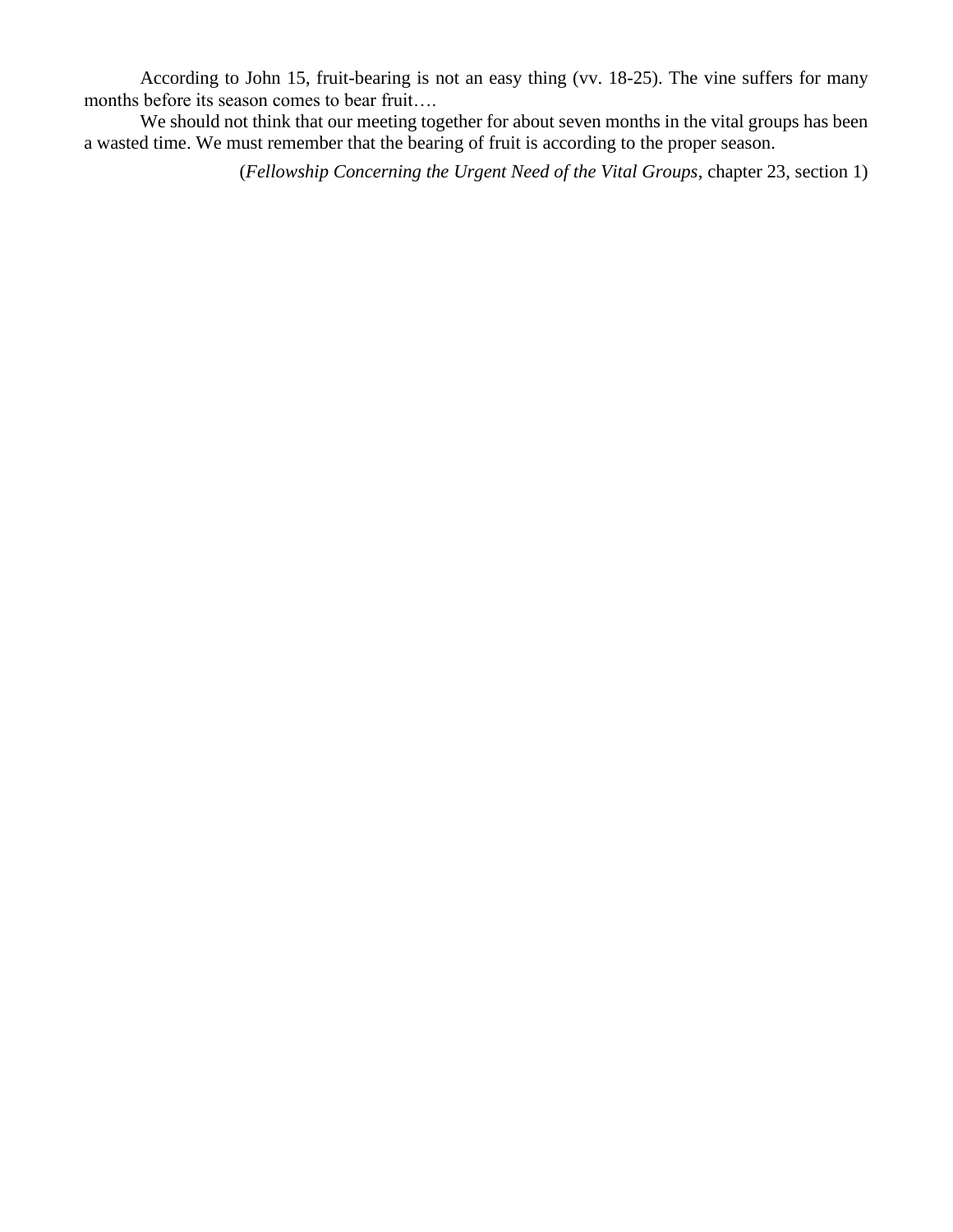According to John 15, fruit-bearing is not an easy thing (vv. 18-25). The vine suffers for many months before its season comes to bear fruit….

We should not think that our meeting together for about seven months in the vital groups has been a wasted time. We must remember that the bearing of fruit is according to the proper season.

(*Fellowship Concerning the Urgent Need of the Vital Groups*, chapter 23, section 1)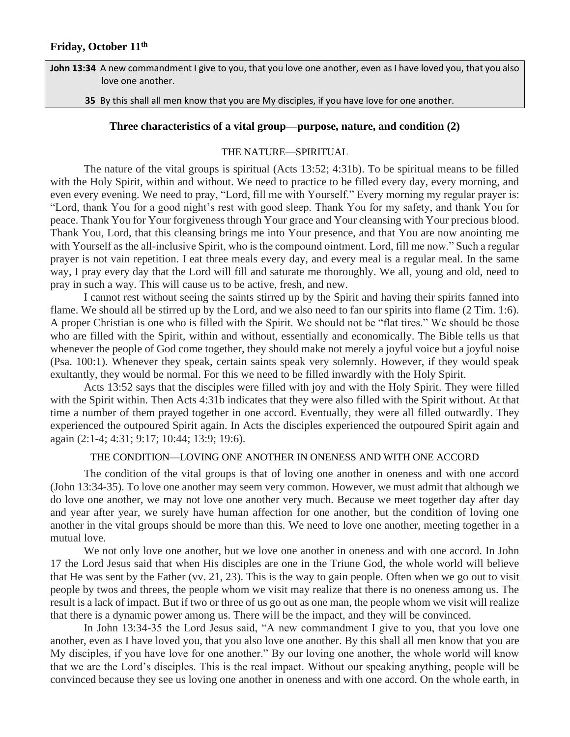**Friday, October 11th**

> **John 13:34** A new commandment I give to you, that you love one another, even as I have loved you, that you also love one another.
>
> **35** By this shall all men know that you are My disciples, if you have love for one another.

### Three characteristics of a vital group—purpose, nature, and condition (2)

THE NATURE—SPIRITUAL

The nature of the vital groups is spiritual (Acts 13:52; 4:31b). To be spiritual means to be filled with the Holy Spirit, within and without. We need to practice to be filled every day, every morning, and even every evening. We need to pray, "Lord, fill me with Yourself." Every morning my regular prayer is: "Lord, thank You for a good night's rest with good sleep. Thank You for my safety, and thank You for peace. Thank You for Your forgiveness through Your grace and Your cleansing with Your precious blood. Thank You, Lord, that this cleansing brings me into Your presence, and that You are now anointing me with Yourself as the all-inclusive Spirit, who is the compound ointment. Lord, fill me now." Such a regular prayer is not vain repetition. I eat three meals every day, and every meal is a regular meal. In the same way, I pray every day that the Lord will fill and saturate me thoroughly. We all, young and old, need to pray in such a way. This will cause us to be active, fresh, and new.

I cannot rest without seeing the saints stirred up by the Spirit and having their spirits fanned into flame. We should all be stirred up by the Lord, and we also need to fan our spirits into flame (2 Tim. 1:6). A proper Christian is one who is filled with the Spirit. We should not be "flat tires." We should be those who are filled with the Spirit, within and without, essentially and economically. The Bible tells us that whenever the people of God come together, they should make not merely a joyful voice but a joyful noise (Psa. 100:1). Whenever they speak, certain saints speak very solemnly. However, if they would speak exultantly, they would be normal. For this we need to be filled inwardly with the Holy Spirit.

Acts 13:52 says that the disciples were filled with joy and with the Holy Spirit. They were filled with the Spirit within. Then Acts 4:31b indicates that they were also filled with the Spirit without. At that time a number of them prayed together in one accord. Eventually, they were all filled outwardly. They experienced the outpoured Spirit again. In Acts the disciples experienced the outpoured Spirit again and again (2:1-4; 4:31; 9:17; 10:44; 13:9; 19:6).

THE CONDITION—LOVING ONE ANOTHER IN ONENESS AND WITH ONE ACCORD

The condition of the vital groups is that of loving one another in oneness and with one accord (John 13:34-35). To love one another may seem very common. However, we must admit that although we do love one another, we may not love one another very much. Because we meet together day after day and year after year, we surely have human affection for one another, but the condition of loving one another in the vital groups should be more than this. We need to love one another, meeting together in a mutual love.

We not only love one another, but we love one another in oneness and with one accord. In John 17 the Lord Jesus said that when His disciples are one in the Triune God, the whole world will believe that He was sent by the Father (vv. 21, 23). This is the way to gain people. Often when we go out to visit people by twos and threes, the people whom we visit may realize that there is no oneness among us. The result is a lack of impact. But if two or three of us go out as one man, the people whom we visit will realize that there is a dynamic power among us. There will be the impact, and they will be convinced.

In John 13:34-35 the Lord Jesus said, "A new commandment I give to you, that you love one another, even as I have loved you, that you also love one another. By this shall all men know that you are My disciples, if you have love for one another." By our loving one another, the whole world will know that we are the Lord's disciples. This is the real impact. Without our speaking anything, people will be convinced because they see us loving one another in oneness and with one accord. On the whole earth, in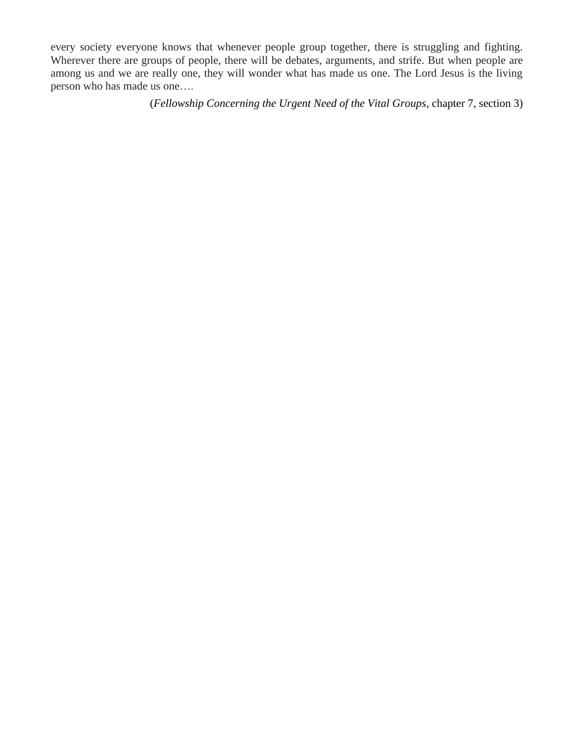every society everyone knows that whenever people group together, there is struggling and fighting. Wherever there are groups of people, there will be debates, arguments, and strife. But when people are among us and we are really one, they will wonder what has made us one. The Lord Jesus is the living person who has made us one….

(*Fellowship Concerning the Urgent Need of the Vital Groups*, chapter 7, section 3)